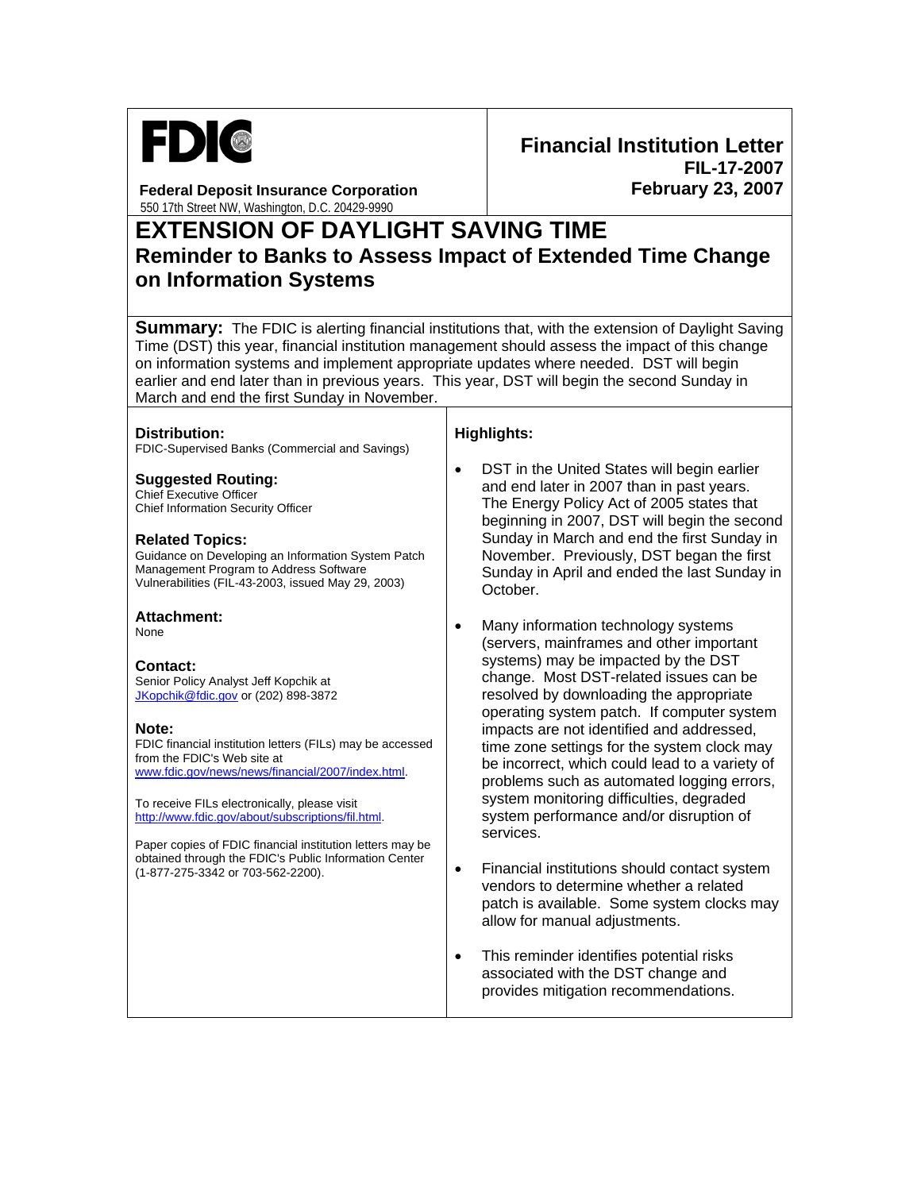# FDIC

**Federal Deposit Insurance Corporation**
550 17th Street NW, Washington, D.C. 20429-9990

**Financial Institution Letter**
**FIL-17-2007**
**February 23, 2007**

# EXTENSION OF DAYLIGHT SAVING TIME

## Reminder to Banks to Assess Impact of Extended Time Change on Information Systems

**Summary:** The FDIC is alerting financial institutions that, with the extension of Daylight Saving Time (DST) this year, financial institution management should assess the impact of this change on information systems and implement appropriate updates where needed. DST will begin earlier and end later than in previous years. This year, DST will begin the second Sunday in March and end the first Sunday in November.

**Distribution:**
FDIC-Supervised Banks (Commercial and Savings)

**Suggested Routing:**
Chief Executive Officer
Chief Information Security Officer

**Related Topics:**
Guidance on Developing an Information System Patch Management Program to Address Software Vulnerabilities (FIL-43-2003, issued May 29, 2003)

**Attachment:**
None

**Contact:**
Senior Policy Analyst Jeff Kopchik at JKopchik@fdic.gov or (202) 898-3872

**Note:**
FDIC financial institution letters (FILs) may be accessed from the FDIC's Web site at www.fdic.gov/news/news/financial/2007/index.html.

To receive FILs electronically, please visit http://www.fdic.gov/about/subscriptions/fil.html.

Paper copies of FDIC financial institution letters may be obtained through the FDIC's Public Information Center (1-877-275-3342 or 703-562-2200).

**Highlights:**

- DST in the United States will begin earlier and end later in 2007 than in past years. The Energy Policy Act of 2005 states that beginning in 2007, DST will begin the second Sunday in March and end the first Sunday in November. Previously, DST began the first Sunday in April and ended the last Sunday in October.
- Many information technology systems (servers, mainframes and other important systems) may be impacted by the DST change. Most DST-related issues can be resolved by downloading the appropriate operating system patch. If computer system impacts are not identified and addressed, time zone settings for the system clock may be incorrect, which could lead to a variety of problems such as automated logging errors, system monitoring difficulties, degraded system performance and/or disruption of services.
- Financial institutions should contact system vendors to determine whether a related patch is available. Some system clocks may allow for manual adjustments.
- This reminder identifies potential risks associated with the DST change and provides mitigation recommendations.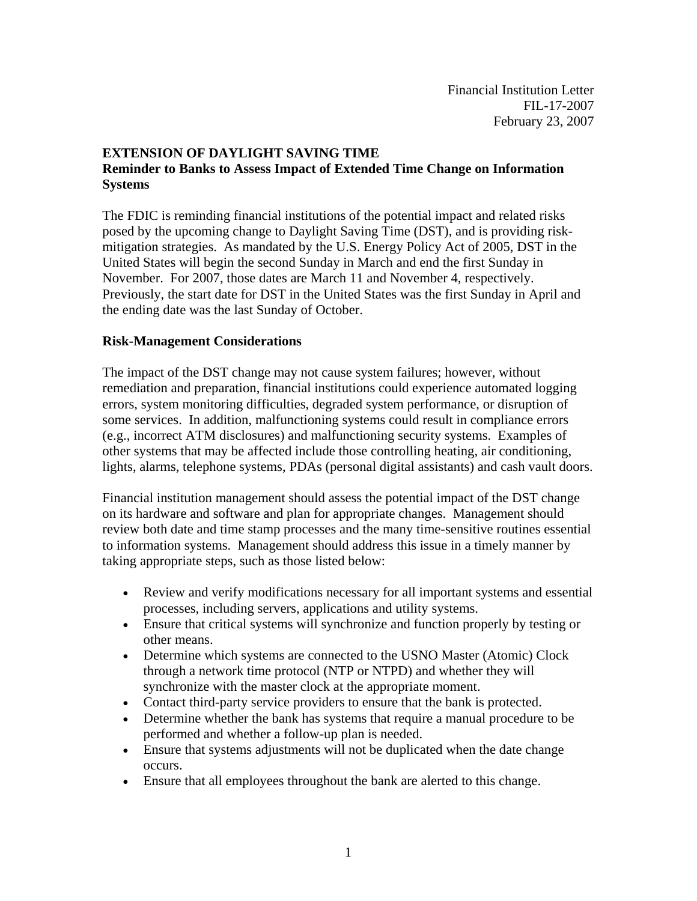Financial Institution Letter
FIL-17-2007
February 23, 2007

**EXTENSION OF DAYLIGHT SAVING TIME**
**Reminder to Banks to Assess Impact of Extended Time Change on Information Systems**

The FDIC is reminding financial institutions of the potential impact and related risks posed by the upcoming change to Daylight Saving Time (DST), and is providing risk-mitigation strategies. As mandated by the U.S. Energy Policy Act of 2005, DST in the United States will begin the second Sunday in March and end the first Sunday in November. For 2007, those dates are March 11 and November 4, respectively. Previously, the start date for DST in the United States was the first Sunday in April and the ending date was the last Sunday of October.

**Risk-Management Considerations**

The impact of the DST change may not cause system failures; however, without remediation and preparation, financial institutions could experience automated logging errors, system monitoring difficulties, degraded system performance, or disruption of some services. In addition, malfunctioning systems could result in compliance errors (e.g., incorrect ATM disclosures) and malfunctioning security systems. Examples of other systems that may be affected include those controlling heating, air conditioning, lights, alarms, telephone systems, PDAs (personal digital assistants) and cash vault doors.

Financial institution management should assess the potential impact of the DST change on its hardware and software and plan for appropriate changes. Management should review both date and time stamp processes and the many time-sensitive routines essential to information systems. Management should address this issue in a timely manner by taking appropriate steps, such as those listed below:

- Review and verify modifications necessary for all important systems and essential processes, including servers, applications and utility systems.
- Ensure that critical systems will synchronize and function properly by testing or other means.
- Determine which systems are connected to the USNO Master (Atomic) Clock through a network time protocol (NTP or NTPD) and whether they will synchronize with the master clock at the appropriate moment.
- Contact third-party service providers to ensure that the bank is protected.
- Determine whether the bank has systems that require a manual procedure to be performed and whether a follow-up plan is needed.
- Ensure that systems adjustments will not be duplicated when the date change occurs.
- Ensure that all employees throughout the bank are alerted to this change.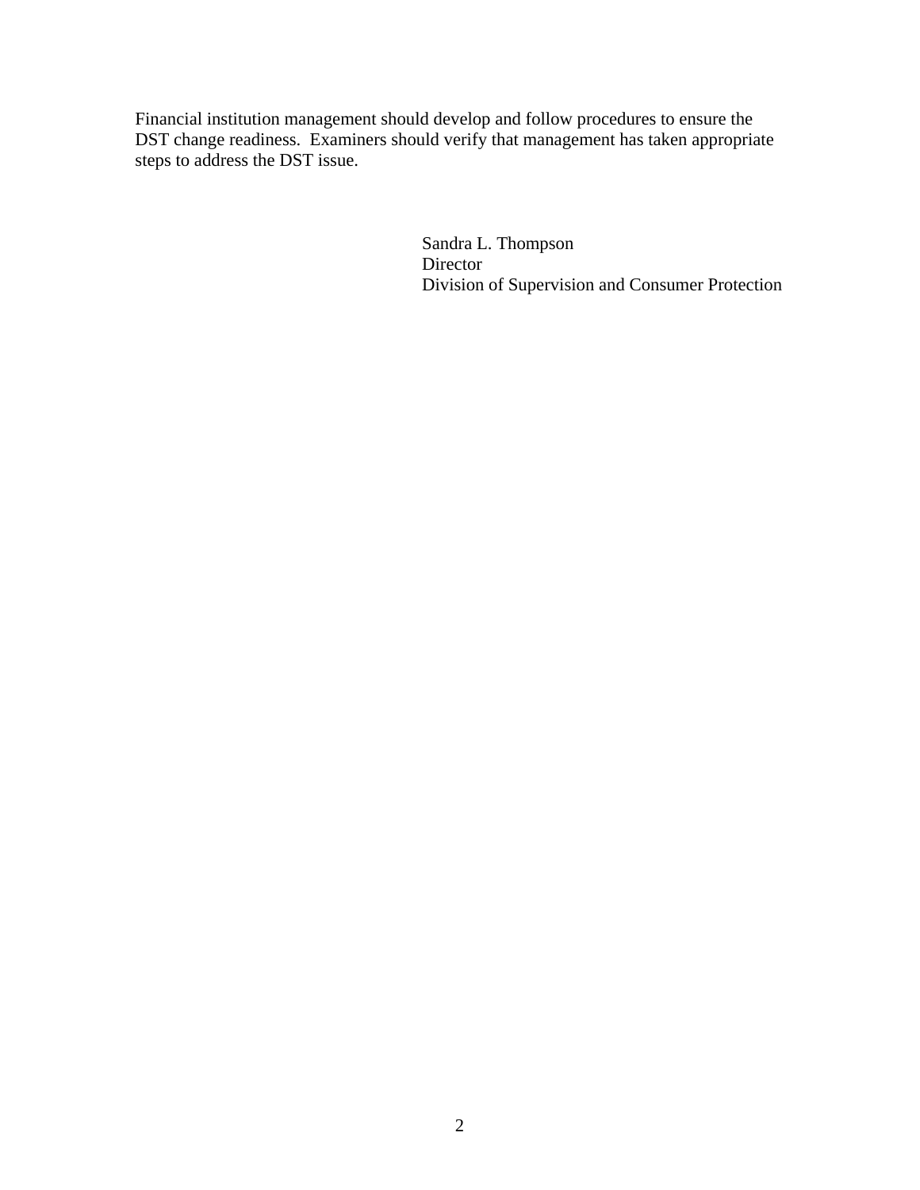Financial institution management should develop and follow procedures to ensure the DST change readiness.  Examiners should verify that management has taken appropriate steps to address the DST issue.

Sandra L. Thompson
Director
Division of Supervision and Consumer Protection